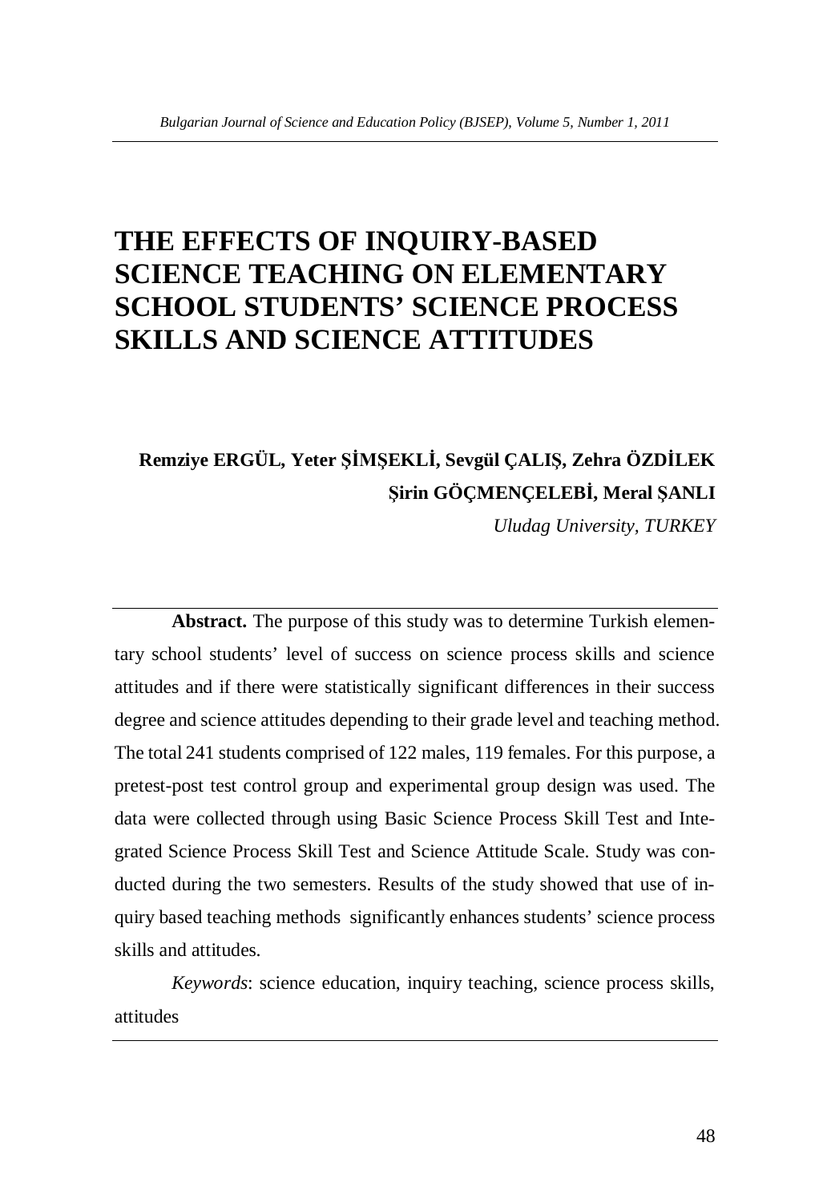# THE EFFECTS OF INQUIRY-BASED SCIENCE TEACHING ON ELEMENTARY SCHOOL STUDENTS' SCIENCE PROCESS SKILLS AND SCIENCE ATTITUDES

**Remziye ERGÜL, Yeter ŞİMŞEKLİ, Sevgül ÇALIŞ, Zehra ÖZDİLEK**
**Şirin GÖÇMENÇELEBİ, Meral ŞANLI**

*Uludag University, TURKEY*

**Abstract.** The purpose of this study was to determine Turkish elementary school students' level of success on science process skills and science attitudes and if there were statistically significant differences in their success degree and science attitudes depending to their grade level and teaching method. The total 241 students comprised of 122 males, 119 females. For this purpose, a pretest-post test control group and experimental group design was used. The data were collected through using Basic Science Process Skill Test and Integrated Science Process Skill Test and Science Attitude Scale. Study was conducted during the two semesters. Results of the study showed that use of inquiry based teaching methods significantly enhances students' science process skills and attitudes.

*Keywords*: science education, inquiry teaching, science process skills, attitudes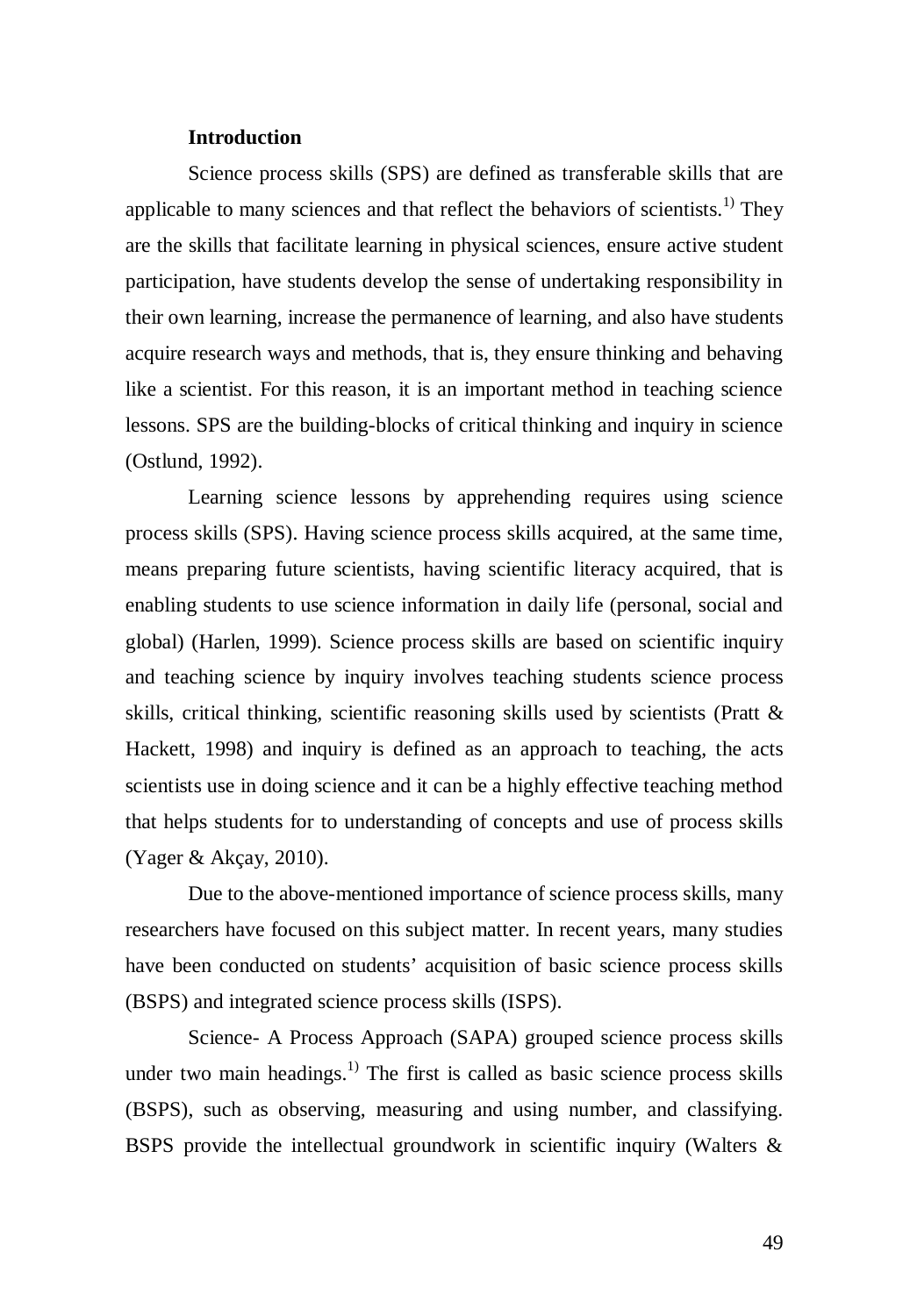## Introduction

Science process skills (SPS) are defined as transferable skills that are applicable to many sciences and that reflect the behaviors of scientists.[1)] They are the skills that facilitate learning in physical sciences, ensure active student participation, have students develop the sense of undertaking responsibility in their own learning, increase the permanence of learning, and also have students acquire research ways and methods, that is, they ensure thinking and behaving like a scientist. For this reason, it is an important method in teaching science lessons. SPS are the building-blocks of critical thinking and inquiry in science (Ostlund, 1992).

Learning science lessons by apprehending requires using science process skills (SPS). Having science process skills acquired, at the same time, means preparing future scientists, having scientific literacy acquired, that is enabling students to use science information in daily life (personal, social and global) (Harlen, 1999). Science process skills are based on scientific inquiry and teaching science by inquiry involves teaching students science process skills, critical thinking, scientific reasoning skills used by scientists (Pratt & Hackett, 1998) and inquiry is defined as an approach to teaching, the acts scientists use in doing science and it can be a highly effective teaching method that helps students for to understanding of concepts and use of process skills (Yager & Akçay, 2010).

Due to the above-mentioned importance of science process skills, many researchers have focused on this subject matter. In recent years, many studies have been conducted on students' acquisition of basic science process skills (BSPS) and integrated science process skills (ISPS).

Science- A Process Approach (SAPA) grouped science process skills under two main headings.[1)] The first is called as basic science process skills (BSPS), such as observing, measuring and using number, and classifying. BSPS provide the intellectual groundwork in scientific inquiry (Walters &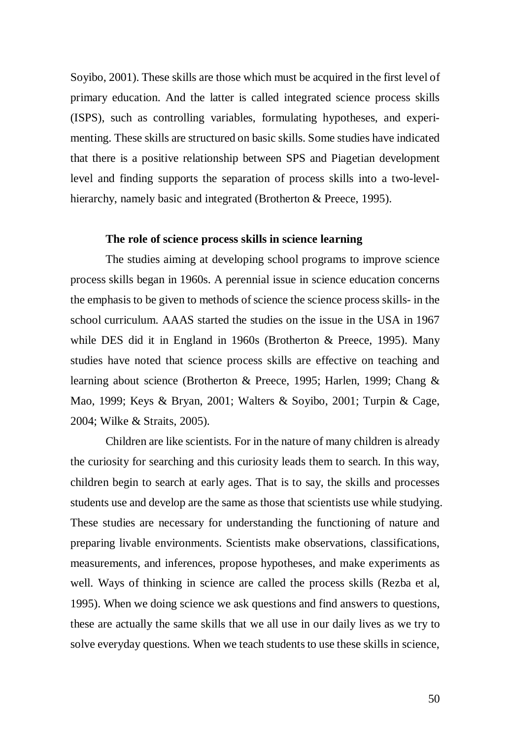Soyibo, 2001). These skills are those which must be acquired in the first level of primary education. And the latter is called integrated science process skills (ISPS), such as controlling variables, formulating hypotheses, and experimenting. These skills are structured on basic skills. Some studies have indicated that there is a positive relationship between SPS and Piagetian development level and finding supports the separation of process skills into a two-level-hierarchy, namely basic and integrated (Brotherton & Preece, 1995).

**The role of science process skills in science learning**

The studies aiming at developing school programs to improve science process skills began in 1960s. A perennial issue in science education concerns the emphasis to be given to methods of science the science process skills- in the school curriculum. AAAS started the studies on the issue in the USA in 1967 while DES did it in England in 1960s (Brotherton & Preece, 1995). Many studies have noted that science process skills are effective on teaching and learning about science (Brotherton & Preece, 1995; Harlen, 1999; Chang & Mao, 1999; Keys & Bryan, 2001; Walters & Soyibo, 2001; Turpin & Cage, 2004; Wilke & Straits, 2005).

Children are like scientists. For in the nature of many children is already the curiosity for searching and this curiosity leads them to search. In this way, children begin to search at early ages. That is to say, the skills and processes students use and develop are the same as those that scientists use while studying. These studies are necessary for understanding the functioning of nature and preparing livable environments. Scientists make observations, classifications, measurements, and inferences, propose hypotheses, and make experiments as well. Ways of thinking in science are called the process skills (Rezba et al, 1995). When we doing science we ask questions and find answers to questions, these are actually the same skills that we all use in our daily lives as we try to solve everyday questions. When we teach students to use these skills in science,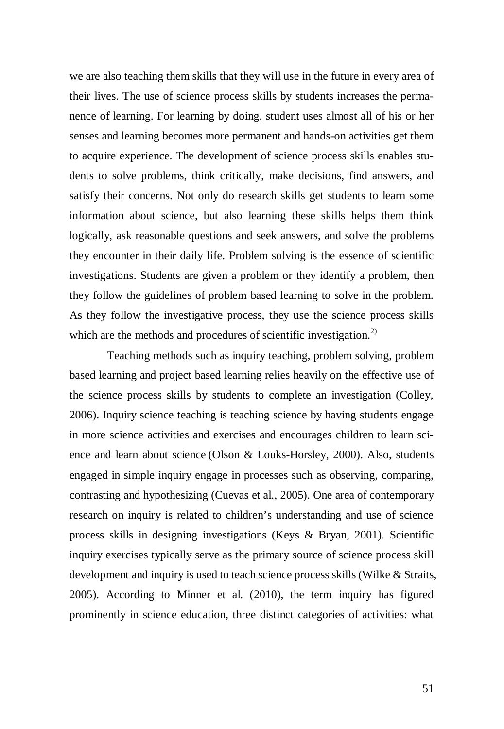we are also teaching them skills that they will use in the future in every area of their lives. The use of science process skills by students increases the permanence of learning. For learning by doing, student uses almost all of his or her senses and learning becomes more permanent and hands-on activities get them to acquire experience. The development of science process skills enables students to solve problems, think critically, make decisions, find answers, and satisfy their concerns. Not only do research skills get students to learn some information about science, but also learning these skills helps them think logically, ask reasonable questions and seek answers, and solve the problems they encounter in their daily life. Problem solving is the essence of scientific investigations. Students are given a problem or they identify a problem, then they follow the guidelines of problem based learning to solve in the problem. As they follow the investigative process, they use the science process skills which are the methods and procedures of scientific investigation.[2)]

Teaching methods such as inquiry teaching, problem solving, problem based learning and project based learning relies heavily on the effective use of the science process skills by students to complete an investigation (Colley, 2006). Inquiry science teaching is teaching science by having students engage in more science activities and exercises and encourages children to learn science and learn about science (Olson & Louks-Horsley, 2000). Also, students engaged in simple inquiry engage in processes such as observing, comparing, contrasting and hypothesizing (Cuevas et al., 2005). One area of contemporary research on inquiry is related to children's understanding and use of science process skills in designing investigations (Keys & Bryan, 2001). Scientific inquiry exercises typically serve as the primary source of science process skill development and inquiry is used to teach science process skills (Wilke & Straits, 2005). According to Minner et al. (2010), the term inquiry has figured prominently in science education, three distinct categories of activities: what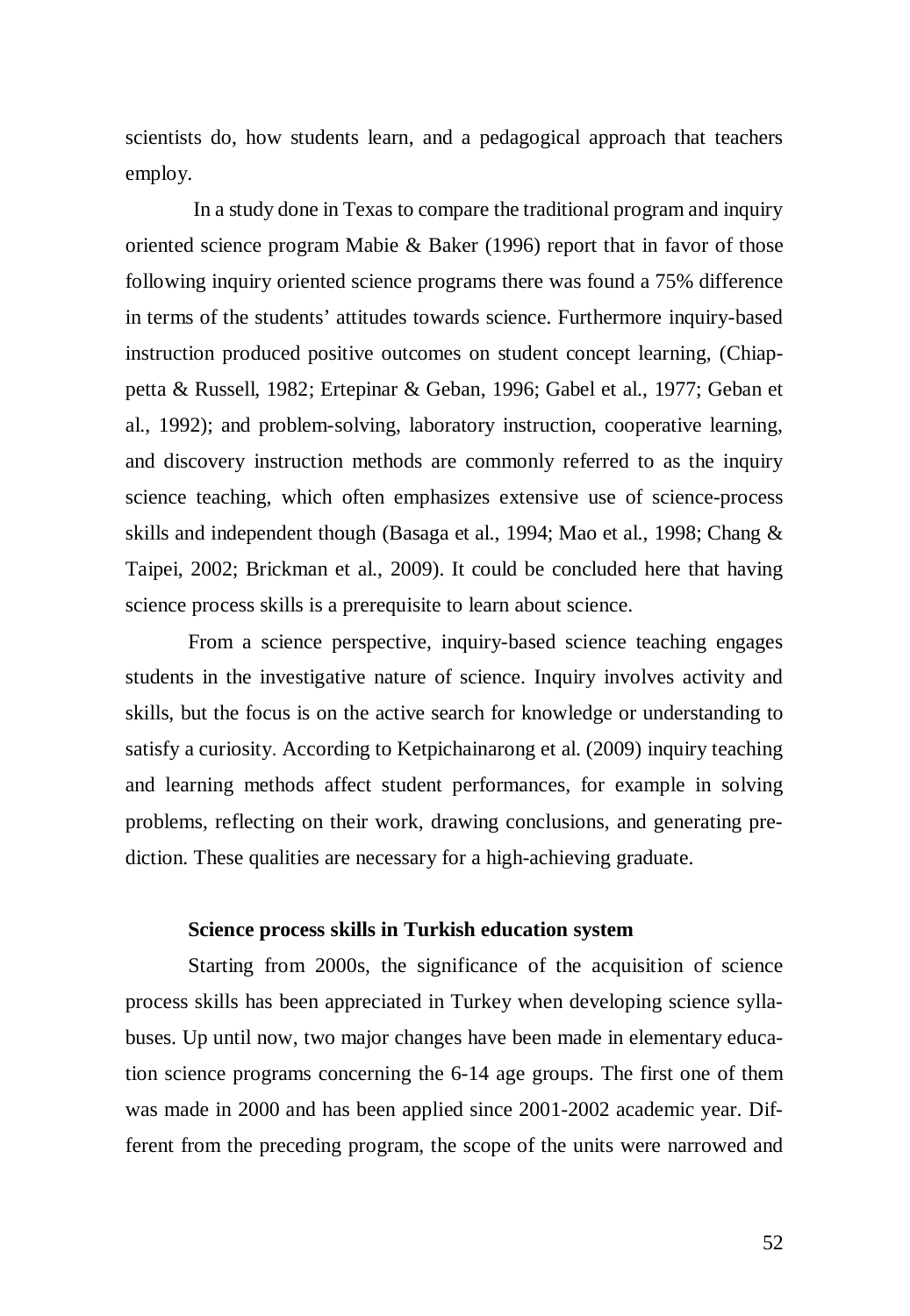scientists do, how students learn, and a pedagogical approach that teachers employ.

In a study done in Texas to compare the traditional program and inquiry oriented science program Mabie & Baker (1996) report that in favor of those following inquiry oriented science programs there was found a 75% difference in terms of the students' attitudes towards science. Furthermore inquiry-based instruction produced positive outcomes on student concept learning, (Chiappetta & Russell, 1982; Ertepinar & Geban, 1996; Gabel et al., 1977; Geban et al., 1992); and problem-solving, laboratory instruction, cooperative learning, and discovery instruction methods are commonly referred to as the inquiry science teaching, which often emphasizes extensive use of science-process skills and independent though (Basaga et al., 1994; Mao et al., 1998; Chang & Taipei, 2002; Brickman et al., 2009). It could be concluded here that having science process skills is a prerequisite to learn about science.

From a science perspective, inquiry-based science teaching engages students in the investigative nature of science. Inquiry involves activity and skills, but the focus is on the active search for knowledge or understanding to satisfy a curiosity. According to Ketpichainarong et al. (2009) inquiry teaching and learning methods affect student performances, for example in solving problems, reflecting on their work, drawing conclusions, and generating prediction. These qualities are necessary for a high-achieving graduate.

### Science process skills in Turkish education system

Starting from 2000s, the significance of the acquisition of science process skills has been appreciated in Turkey when developing science syllabuses. Up until now, two major changes have been made in elementary education science programs concerning the 6-14 age groups. The first one of them was made in 2000 and has been applied since 2001-2002 academic year. Different from the preceding program, the scope of the units were narrowed and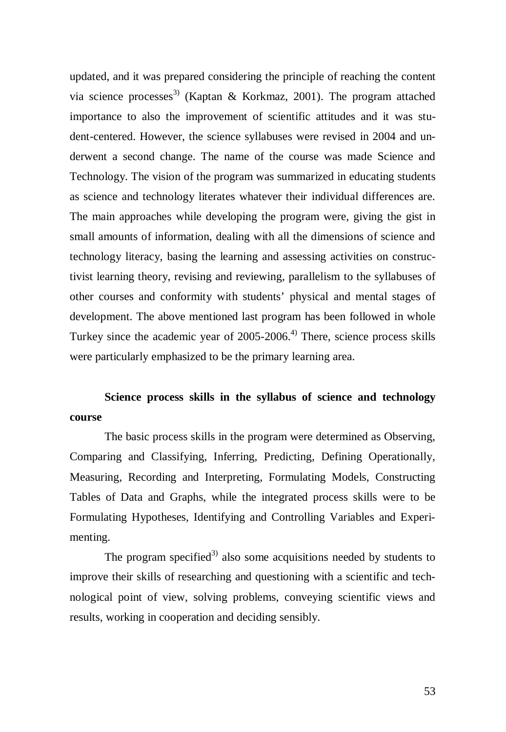updated, and it was prepared considering the principle of reaching the content via science processes[3] (Kaptan & Korkmaz, 2001). The program attached importance to also the improvement of scientific attitudes and it was student-centered. However, the science syllabuses were revised in 2004 and underwent a second change. The name of the course was made Science and Technology. The vision of the program was summarized in educating students as science and technology literates whatever their individual differences are. The main approaches while developing the program were, giving the gist in small amounts of information, dealing with all the dimensions of science and technology literacy, basing the learning and assessing activities on constructivist learning theory, revising and reviewing, parallelism to the syllabuses of other courses and conformity with students' physical and mental stages of development. The above mentioned last program has been followed in whole Turkey since the academic year of 2005-2006.[4] There, science process skills were particularly emphasized to be the primary learning area.

**Science process skills in the syllabus of science and technology course**

The basic process skills in the program were determined as Observing, Comparing and Classifying, Inferring, Predicting, Defining Operationally, Measuring, Recording and Interpreting, Formulating Models, Constructing Tables of Data and Graphs, while the integrated process skills were to be Formulating Hypotheses, Identifying and Controlling Variables and Experimenting.

The program specified[3] also some acquisitions needed by students to improve their skills of researching and questioning with a scientific and technological point of view, solving problems, conveying scientific views and results, working in cooperation and deciding sensibly.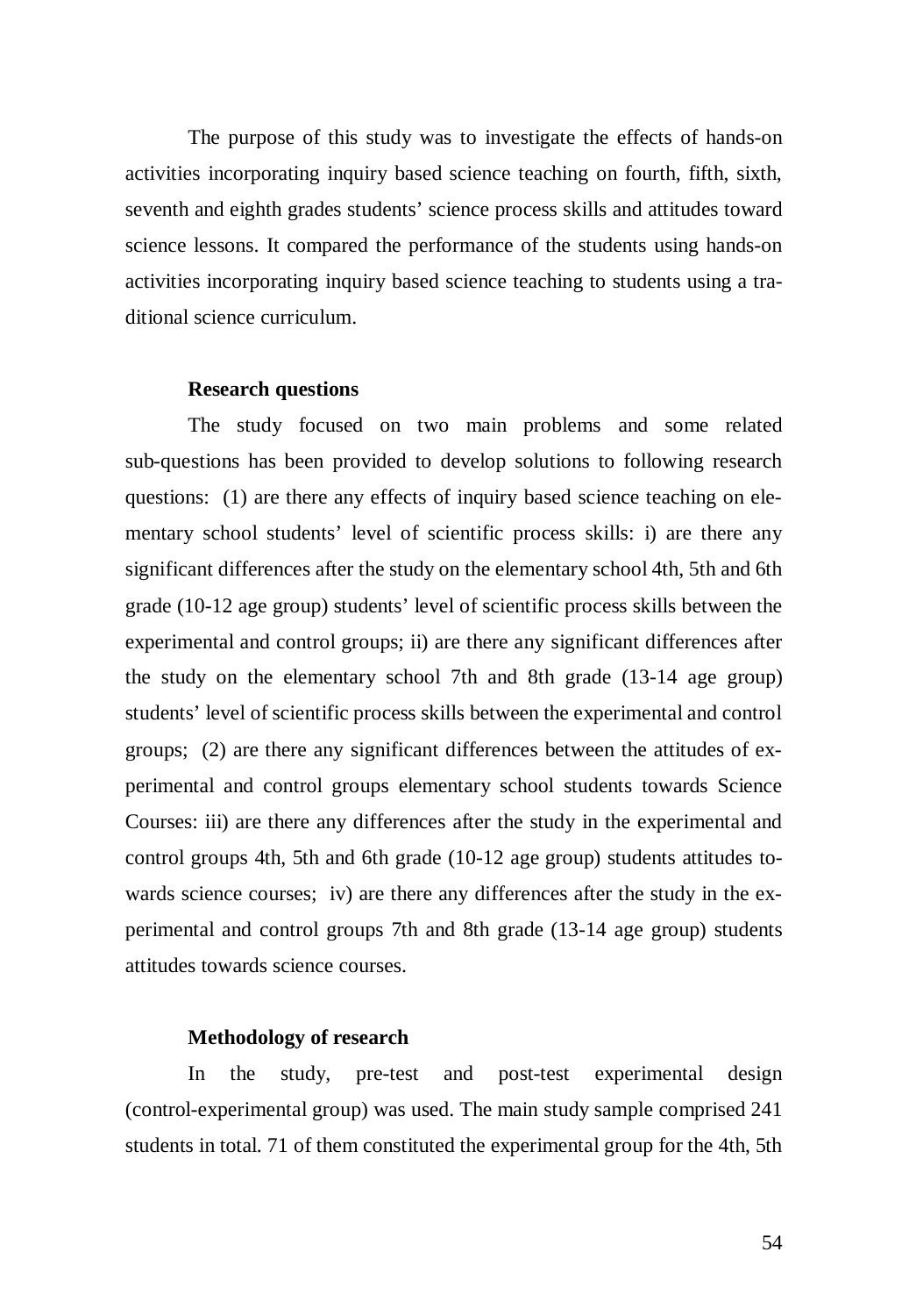The purpose of this study was to investigate the effects of hands-on activities incorporating inquiry based science teaching on fourth, fifth, sixth, seventh and eighth grades students' science process skills and attitudes toward science lessons. It compared the performance of the students using hands-on activities incorporating inquiry based science teaching to students using a traditional science curriculum.

### Research questions

The study focused on two main problems and some related sub-questions has been provided to develop solutions to following research questions: (1) are there any effects of inquiry based science teaching on elementary school students' level of scientific process skills: i) are there any significant differences after the study on the elementary school 4th, 5th and 6th grade (10-12 age group) students' level of scientific process skills between the experimental and control groups; ii) are there any significant differences after the study on the elementary school 7th and 8th grade (13-14 age group) students' level of scientific process skills between the experimental and control groups; (2) are there any significant differences between the attitudes of experimental and control groups elementary school students towards Science Courses: iii) are there any differences after the study in the experimental and control groups 4th, 5th and 6th grade (10-12 age group) students attitudes towards science courses; iv) are there any differences after the study in the experimental and control groups 7th and 8th grade (13-14 age group) students attitudes towards science courses.

### Methodology of research

In the study, pre-test and post-test experimental design (control-experimental group) was used. The main study sample comprised 241 students in total. 71 of them constituted the experimental group for the 4th, 5th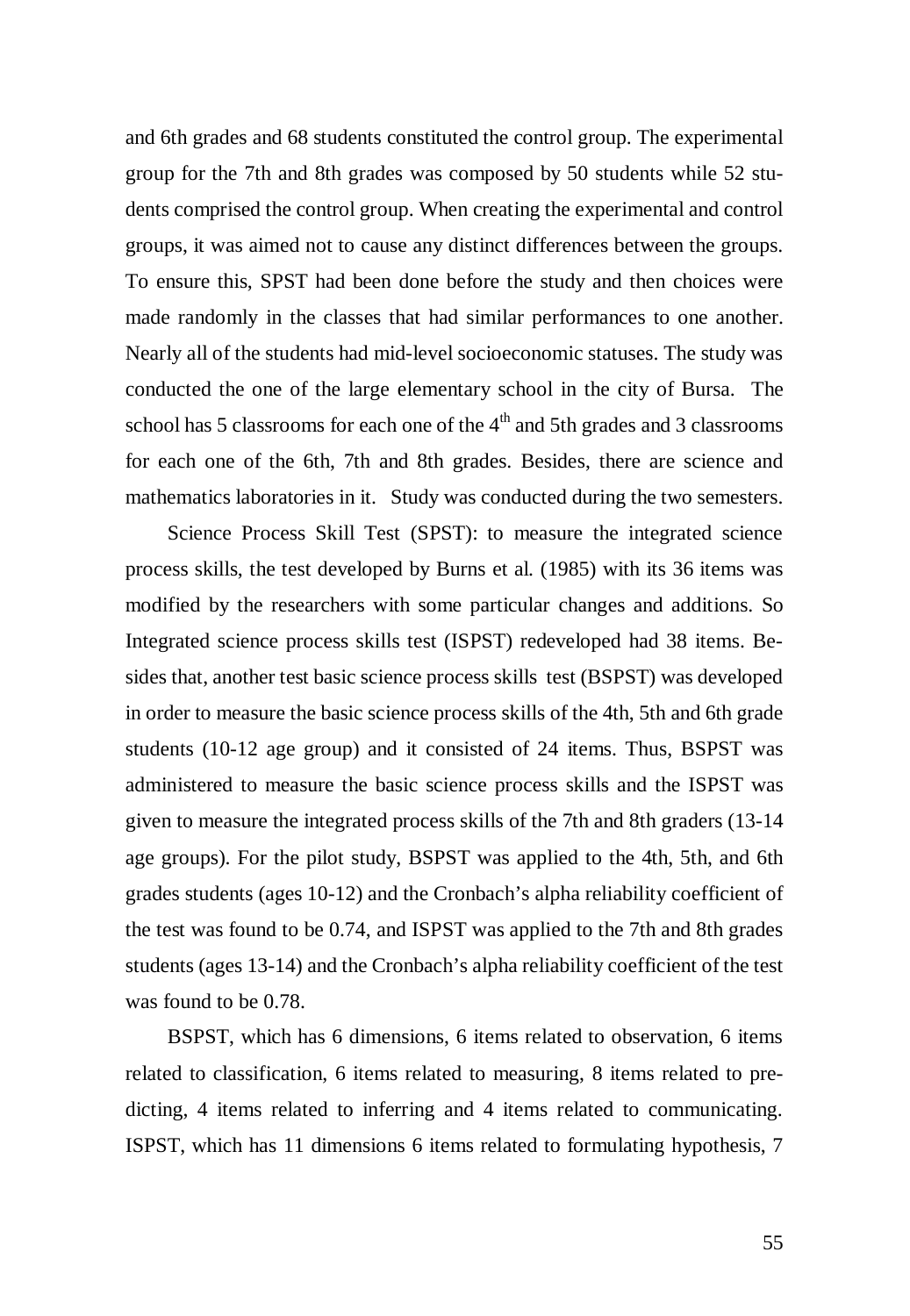and 6th grades and 68 students constituted the control group. The experimental group for the 7th and 8th grades was composed by 50 students while 52 students comprised the control group. When creating the experimental and control groups, it was aimed not to cause any distinct differences between the groups. To ensure this, SPST had been done before the study and then choices were made randomly in the classes that had similar performances to one another. Nearly all of the students had mid-level socioeconomic statuses. The study was conducted the one of the large elementary school in the city of Bursa. The school has 5 classrooms for each one of the 4th and 5th grades and 3 classrooms for each one of the 6th, 7th and 8th grades. Besides, there are science and mathematics laboratories in it. Study was conducted during the two semesters.

Science Process Skill Test (SPST): to measure the integrated science process skills, the test developed by Burns et al. (1985) with its 36 items was modified by the researchers with some particular changes and additions. So Integrated science process skills test (ISPST) redeveloped had 38 items. Besides that, another test basic science process skills test (BSPST) was developed in order to measure the basic science process skills of the 4th, 5th and 6th grade students (10-12 age group) and it consisted of 24 items. Thus, BSPST was administered to measure the basic science process skills and the ISPST was given to measure the integrated process skills of the 7th and 8th graders (13-14 age groups). For the pilot study, BSPST was applied to the 4th, 5th, and 6th grades students (ages 10-12) and the Cronbach's alpha reliability coefficient of the test was found to be 0.74, and ISPST was applied to the 7th and 8th grades students (ages 13-14) and the Cronbach's alpha reliability coefficient of the test was found to be 0.78.

BSPST, which has 6 dimensions, 6 items related to observation, 6 items related to classification, 6 items related to measuring, 8 items related to predicting, 4 items related to inferring and 4 items related to communicating. ISPST, which has 11 dimensions 6 items related to formulating hypothesis, 7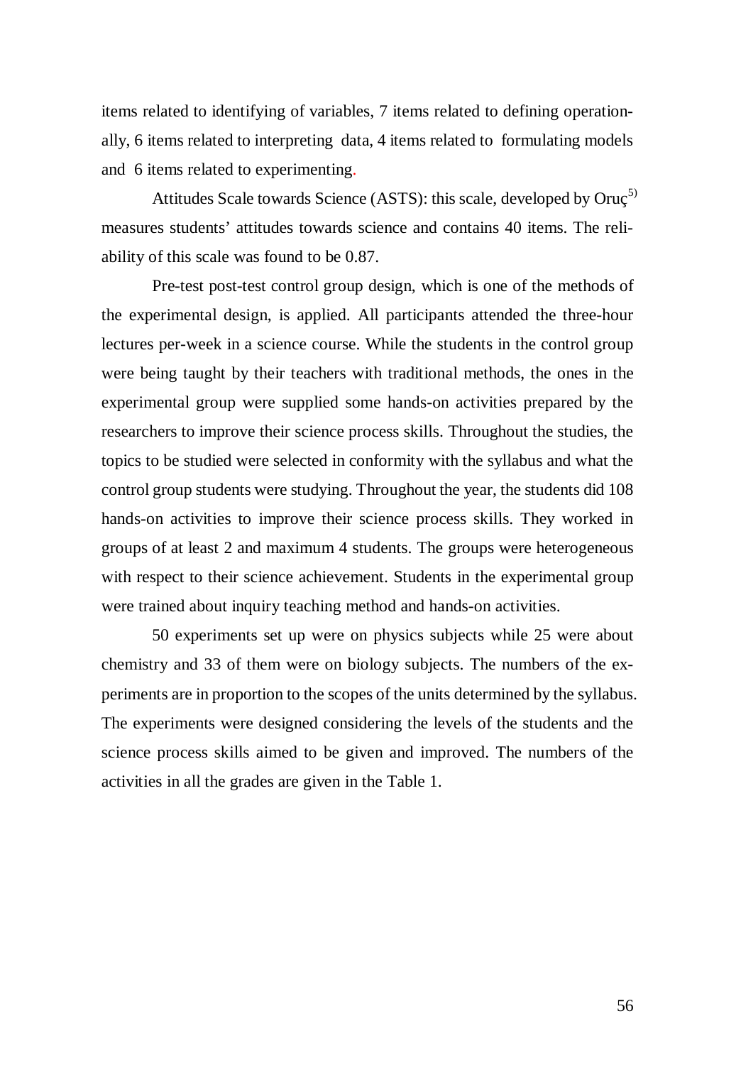items related to identifying of variables, 7 items related to defining operationally, 6 items related to interpreting data, 4 items related to formulating models and 6 items related to experimenting.

Attitudes Scale towards Science (ASTS): this scale, developed by Oruç[5) measures students' attitudes towards science and contains 40 items. The reliability of this scale was found to be 0.87.

Pre-test post-test control group design, which is one of the methods of the experimental design, is applied. All participants attended the three-hour lectures per-week in a science course. While the students in the control group were being taught by their teachers with traditional methods, the ones in the experimental group were supplied some hands-on activities prepared by the researchers to improve their science process skills. Throughout the studies, the topics to be studied were selected in conformity with the syllabus and what the control group students were studying. Throughout the year, the students did 108 hands-on activities to improve their science process skills. They worked in groups of at least 2 and maximum 4 students. The groups were heterogeneous with respect to their science achievement. Students in the experimental group were trained about inquiry teaching method and hands-on activities.

50 experiments set up were on physics subjects while 25 were about chemistry and 33 of them were on biology subjects. The numbers of the experiments are in proportion to the scopes of the units determined by the syllabus. The experiments were designed considering the levels of the students and the science process skills aimed to be given and improved. The numbers of the activities in all the grades are given in the Table 1.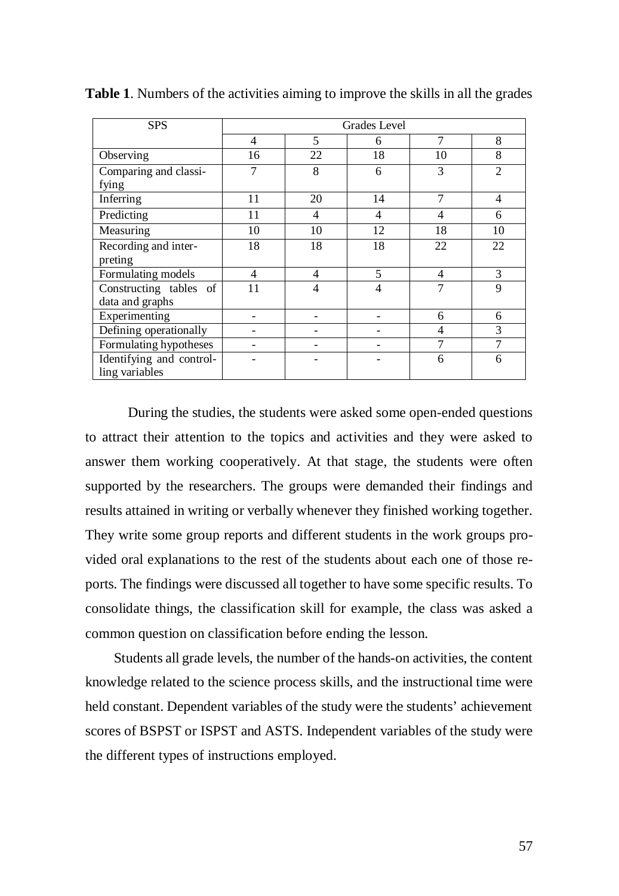**Table 1**. Numbers of the activities aiming to improve the skills in all the grades

| SPS | Grades Level | | | | |
|---|---|---|---|---|---|
| | 4 | 5 | 6 | 7 | 8 |
| Observing | 16 | 22 | 18 | 10 | 8 |
| Comparing and classifying | 7 | 8 | 6 | 3 | 2 |
| Inferring | 11 | 20 | 14 | 7 | 4 |
| Predicting | 11 | 4 | 4 | 4 | 6 |
| Measuring | 10 | 10 | 12 | 18 | 10 |
| Recording and interpreting | 18 | 18 | 18 | 22 | 22 |
| Formulating models | 4 | 4 | 5 | 4 | 3 |
| Constructing tables of data and graphs | 11 | 4 | 4 | 7 | 9 |
| Experimenting | - | - | - | 6 | 6 |
| Defining operationally | - | - | - | 4 | 3 |
| Formulating hypotheses | - | - | - | 7 | 7 |
| Identifying and controlling variables | - | - | - | 6 | 6 |

During the studies, the students were asked some open-ended questions to attract their attention to the topics and activities and they were asked to answer them working cooperatively. At that stage, the students were often supported by the researchers. The groups were demanded their findings and results attained in writing or verbally whenever they finished working together. They write some group reports and different students in the work groups provided oral explanations to the rest of the students about each one of those reports. The findings were discussed all together to have some specific results. To consolidate things, the classification skill for example, the class was asked a common question on classification before ending the lesson.

Students all grade levels, the number of the hands-on activities, the content knowledge related to the science process skills, and the instructional time were held constant. Dependent variables of the study were the students' achievement scores of BSPST or ISPST and ASTS. Independent variables of the study were the different types of instructions employed.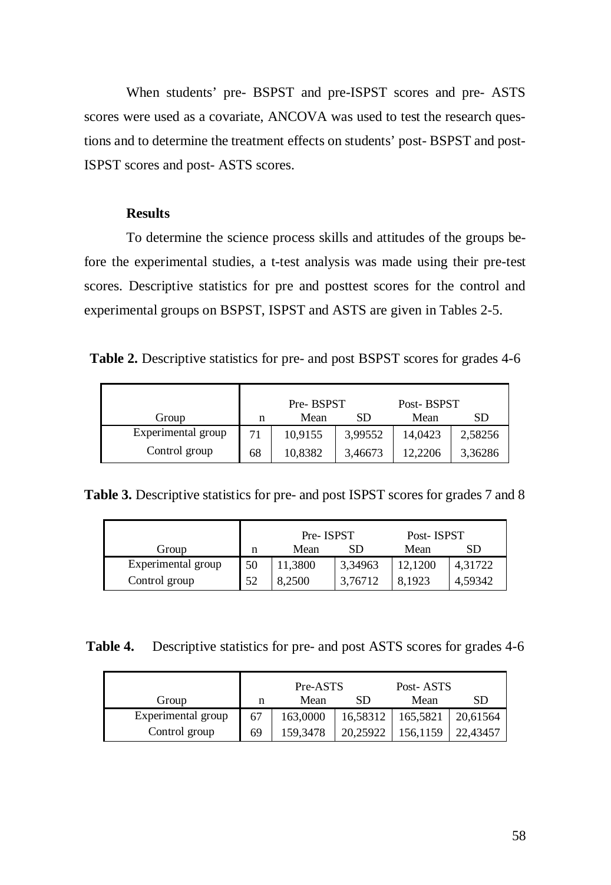When students' pre- BSPST and pre-ISPST scores and pre- ASTS scores were used as a covariate, ANCOVA was used to test the research questions and to determine the treatment effects on students' post- BSPST and post-ISPST scores and post- ASTS scores.

## Results

To determine the science process skills and attitudes of the groups before the experimental studies, a t-test analysis was made using their pre-test scores. Descriptive statistics for pre and posttest scores for the control and experimental groups on BSPST, ISPST and ASTS are given in Tables 2-5.

**Table 2.** Descriptive statistics for pre- and post BSPST scores for grades 4-6

| | | Pre- BSPST | | Post- BSPST | |
|---|---|---|---|---|---|
| Group | n | Mean | SD | Mean | SD |
| Experimental group | 71 | 10,9155 | 3,99552 | 14,0423 | 2,58256 |
| Control group | 68 | 10,8382 | 3,46673 | 12,2206 | 3,36286 |

**Table 3.** Descriptive statistics for pre- and post ISPST scores for grades 7 and 8

| | | Pre- ISPST | | Post- ISPST | |
|---|---|---|---|---|---|
| Group | n | Mean | SD | Mean | SD |
| Experimental group | 50 | 11,3800 | 3,34963 | 12,1200 | 4,31722 |
| Control group | 52 | 8,2500 | 3,76712 | 8,1923 | 4,59342 |

**Table 4.** Descriptive statistics for pre- and post ASTS scores for grades 4-6

| | | Pre-ASTS | | Post- ASTS | |
|---|---|---|---|---|---|
| Group | n | Mean | SD | Mean | SD |
| Experimental group | 67 | 163,0000 | 16,58312 | 165,5821 | 20,61564 |
| Control group | 69 | 159,3478 | 20,25922 | 156,1159 | 22,43457 |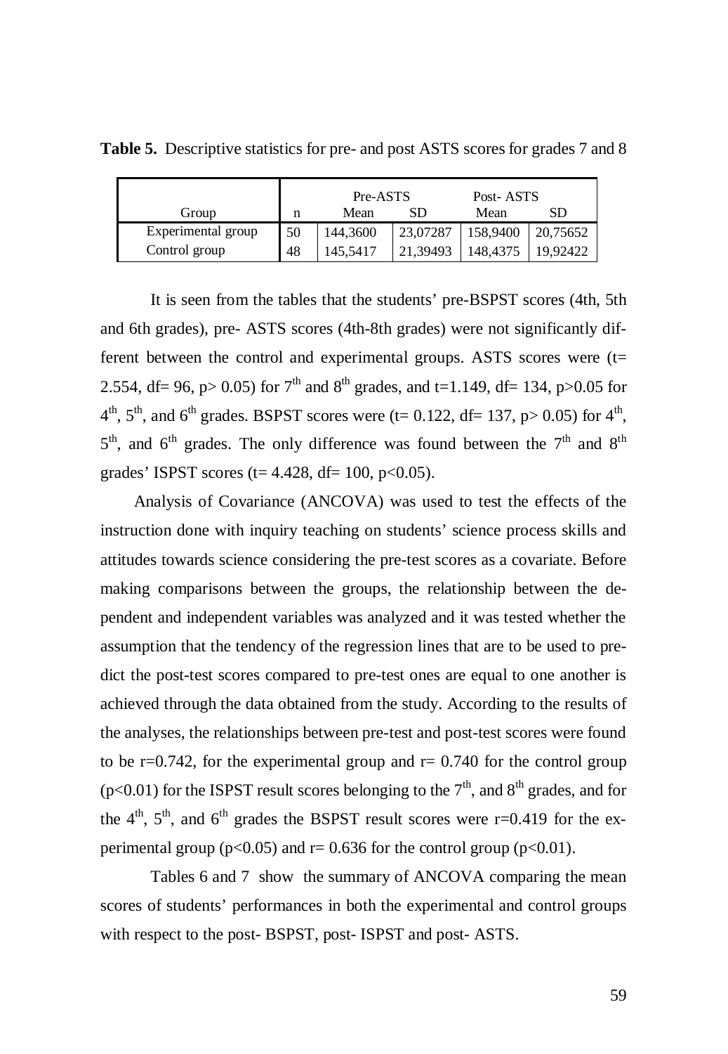**Table 5.** Descriptive statistics for pre- and post ASTS scores for grades 7 and 8

| Group | n | Pre-ASTS | | Post- ASTS | |
|---|---|---|---|---|---|
| | | Mean | SD | Mean | SD |
| Experimental group | 50 | 144,3600 | 23,07287 | 158,9400 | 20,75652 |
| Control group | 48 | 145,5417 | 21,39493 | 148,4375 | 19,92422 |

It is seen from the tables that the students' pre-BSPST scores (4th, 5th and 6th grades), pre- ASTS scores (4th-8th grades) were not significantly different between the control and experimental groups. ASTS scores were ($t= 2.554$, $df= 96$, $p> 0.05$) for 7[th] and 8[th] grades, and $t=1.149$, $df= 134$, $p>0.05$ for 4[th], 5[th], and 6[th] grades. BSPST scores were ($t= 0.122$, $df= 137$, $p> 0.05$) for 4[th], 5[th], and 6[th] grades. The only difference was found between the 7[th] and 8[th] grades' ISPST scores ($t= 4.428$, $df= 100$, $p<0.05$).

Analysis of Covariance (ANCOVA) was used to test the effects of the instruction done with inquiry teaching on students' science process skills and attitudes towards science considering the pre-test scores as a covariate. Before making comparisons between the groups, the relationship between the dependent and independent variables was analyzed and it was tested whether the assumption that the tendency of the regression lines that are to be used to predict the post-test scores compared to pre-test ones are equal to one another is achieved through the data obtained from the study. According to the results of the analyses, the relationships between pre-test and post-test scores were found to be $r=0.742$, for the experimental group and $r= 0.740$ for the control group ($p<0.01$) for the ISPST result scores belonging to the 7[th], and 8[th] grades, and for the 4[th], 5[th], and 6[th] grades the BSPST result scores were $r=0.419$ for the experimental group ($p<0.05$) and $r= 0.636$ for the control group ($p<0.01$).

Tables 6 and 7 show the summary of ANCOVA comparing the mean scores of students' performances in both the experimental and control groups with respect to the post- BSPST, post- ISPST and post- ASTS.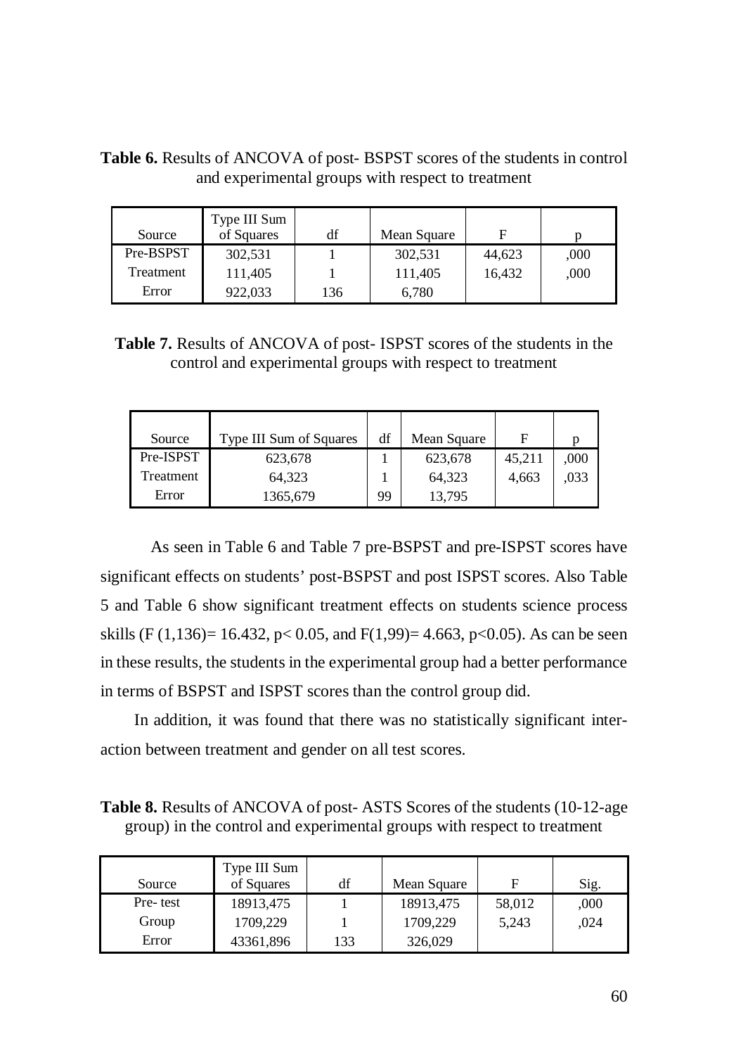**Table 6.** Results of ANCOVA of post- BSPST scores of the students in control and experimental groups with respect to treatment

| Source | Type III Sum of Squares | df | Mean Square | F | p |
|---|---|---|---|---|---|
| Pre-BSPST | 302,531 | 1 | 302,531 | 44,623 | ,000 |
| Treatment | 111,405 | 1 | 111,405 | 16,432 | ,000 |
| Error | 922,033 | 136 | 6,780 | | |

**Table 7.** Results of ANCOVA of post- ISPST scores of the students in the control and experimental groups with respect to treatment

| Source | Type III Sum of Squares | df | Mean Square | F | p |
|---|---|---|---|---|---|
| Pre-ISPST | 623,678 | 1 | 623,678 | 45,211 | ,000 |
| Treatment | 64,323 | 1 | 64,323 | 4,663 | ,033 |
| Error | 1365,679 | 99 | 13,795 | | |

As seen in Table 6 and Table 7 pre-BSPST and pre-ISPST scores have significant effects on students' post-BSPST and post ISPST scores. Also Table 5 and Table 6 show significant treatment effects on students science process skills ($F(1,136) = 16.432$, $p < 0.05$, and $F(1,99) = 4.663$, $p < 0.05$). As can be seen in these results, the students in the experimental group had a better performance in terms of BSPST and ISPST scores than the control group did.

In addition, it was found that there was no statistically significant interaction between treatment and gender on all test scores.

**Table 8.** Results of ANCOVA of post- ASTS Scores of the students (10-12-age group) in the control and experimental groups with respect to treatment

| Source | Type III Sum of Squares | df | Mean Square | F | Sig. |
|---|---|---|---|---|---|
| Pre- test | 18913,475 | 1 | 18913,475 | 58,012 | ,000 |
| Group | 1709,229 | 1 | 1709,229 | 5,243 | ,024 |
| Error | 43361,896 | 133 | 326,029 | | |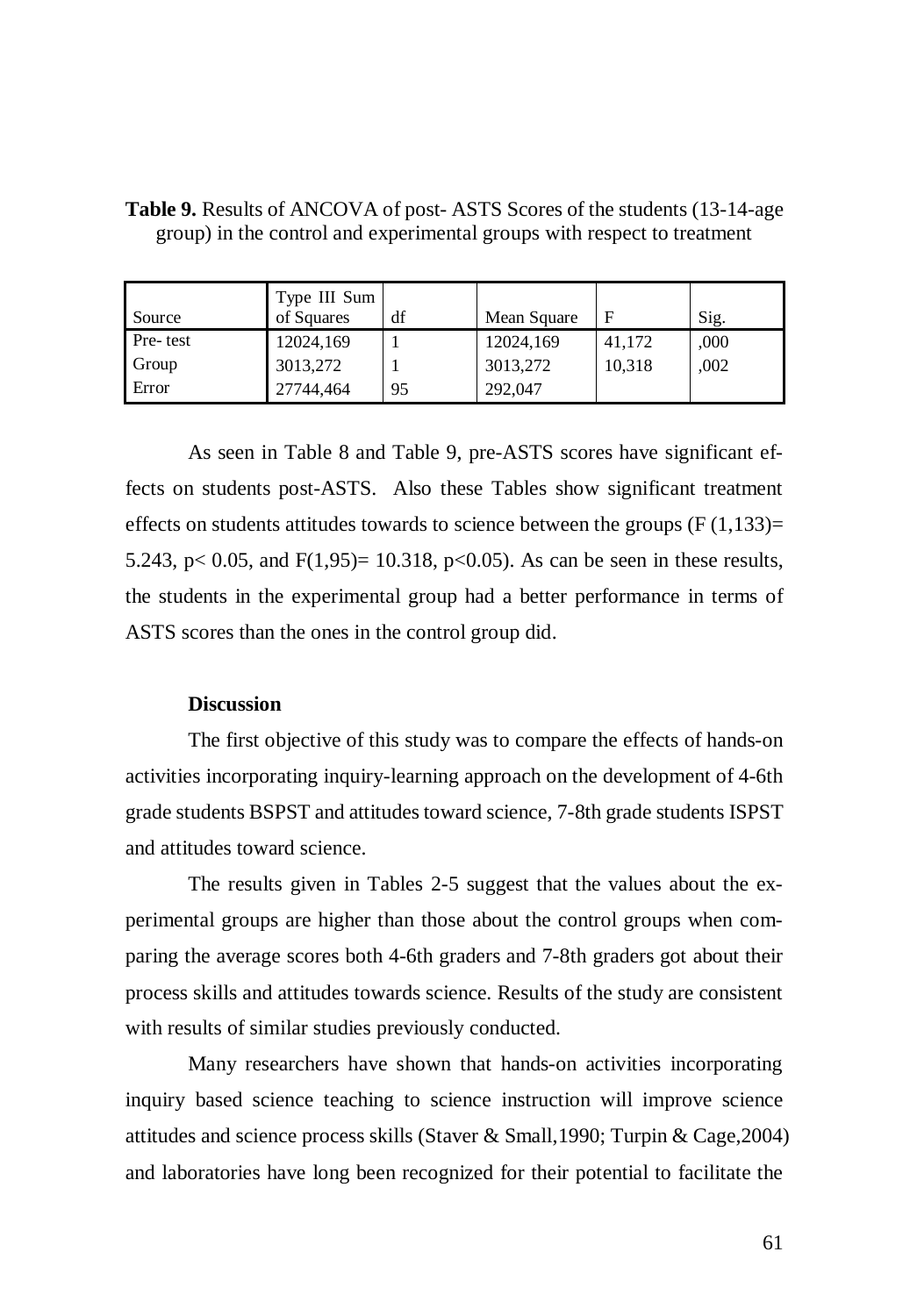**Table 9.** Results of ANCOVA of post- ASTS Scores of the students (13-14-age group) in the control and experimental groups with respect to treatment

| Source | Type III Sum of Squares | df | Mean Square | F | Sig. |
|---|---|---|---|---|---|
| Pre- test | 12024,169 | 1 | 12024,169 | 41,172 | ,000 |
| Group | 3013,272 | 1 | 3013,272 | 10,318 | ,002 |
| Error | 27744,464 | 95 | 292,047 | | |

As seen in Table 8 and Table 9, pre-ASTS scores have significant effects on students post-ASTS. Also these Tables show significant treatment effects on students attitudes towards to science between the groups ($F (1,133)= 5.243$, $p< 0.05$, and $F(1,95)= 10.318$, $p<0.05$). As can be seen in these results, the students in the experimental group had a better performance in terms of ASTS scores than the ones in the control group did.

**Discussion**

The first objective of this study was to compare the effects of hands-on activities incorporating inquiry-learning approach on the development of 4-6th grade students BSPST and attitudes toward science, 7-8th grade students ISPST and attitudes toward science.

The results given in Tables 2-5 suggest that the values about the experimental groups are higher than those about the control groups when comparing the average scores both 4-6th graders and 7-8th graders got about their process skills and attitudes towards science. Results of the study are consistent with results of similar studies previously conducted.

Many researchers have shown that hands-on activities incorporating inquiry based science teaching to science instruction will improve science attitudes and science process skills (Staver & Small,1990; Turpin & Cage,2004) and laboratories have long been recognized for their potential to facilitate the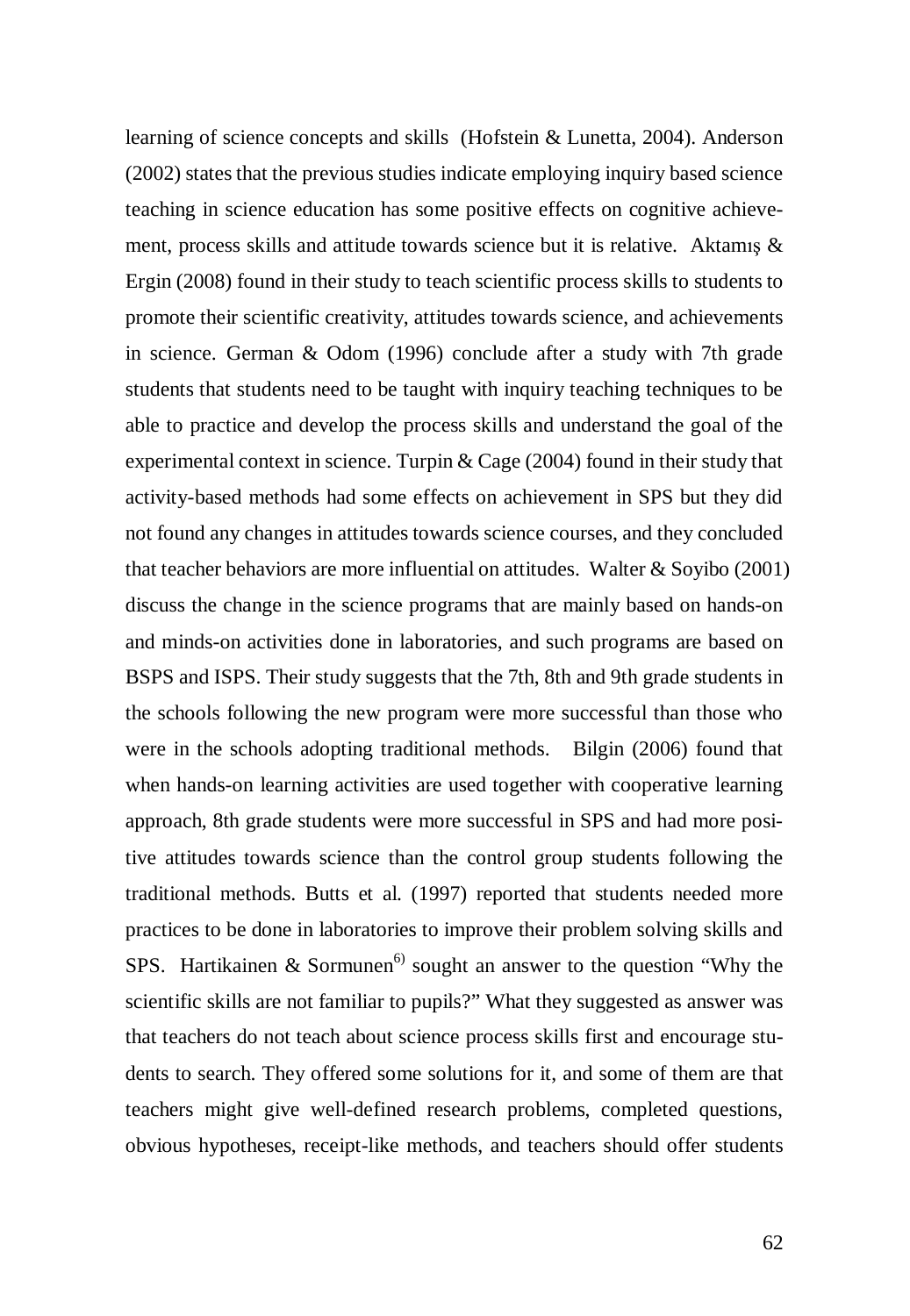learning of science concepts and skills (Hofstein & Lunetta, 2004). Anderson (2002) states that the previous studies indicate employing inquiry based science teaching in science education has some positive effects on cognitive achievement, process skills and attitude towards science but it is relative. Aktamış & Ergin (2008) found in their study to teach scientific process skills to students to promote their scientific creativity, attitudes towards science, and achievements in science. German & Odom (1996) conclude after a study with 7th grade students that students need to be taught with inquiry teaching techniques to be able to practice and develop the process skills and understand the goal of the experimental context in science. Turpin & Cage (2004) found in their study that activity-based methods had some effects on achievement in SPS but they did not found any changes in attitudes towards science courses, and they concluded that teacher behaviors are more influential on attitudes. Walter & Soyibo (2001) discuss the change in the science programs that are mainly based on hands-on and minds-on activities done in laboratories, and such programs are based on BSPS and ISPS. Their study suggests that the 7th, 8th and 9th grade students in the schools following the new program were more successful than those who were in the schools adopting traditional methods. Bilgin (2006) found that when hands-on learning activities are used together with cooperative learning approach, 8th grade students were more successful in SPS and had more positive attitudes towards science than the control group students following the traditional methods. Butts et al. (1997) reported that students needed more practices to be done in laboratories to improve their problem solving skills and SPS. Hartikainen & Sormunen[6)] sought an answer to the question "Why the scientific skills are not familiar to pupils?" What they suggested as answer was that teachers do not teach about science process skills first and encourage students to search. They offered some solutions for it, and some of them are that teachers might give well-defined research problems, completed questions, obvious hypotheses, receipt-like methods, and teachers should offer students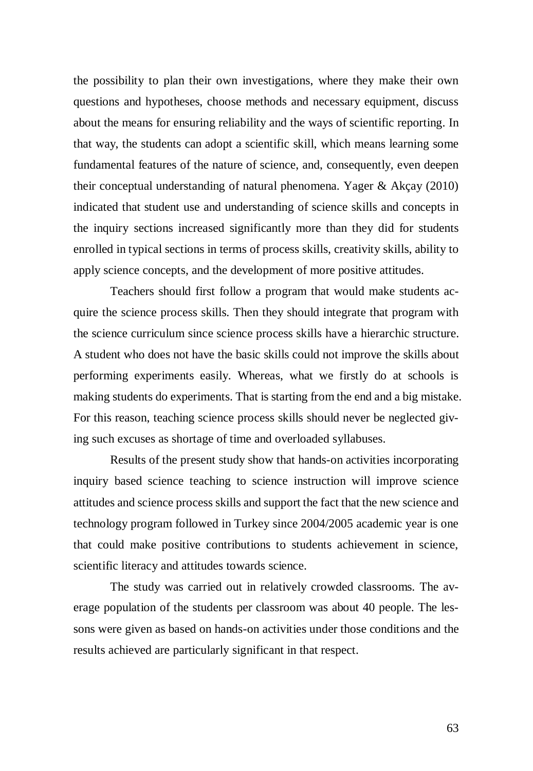the possibility to plan their own investigations, where they make their own questions and hypotheses, choose methods and necessary equipment, discuss about the means for ensuring reliability and the ways of scientific reporting. In that way, the students can adopt a scientific skill, which means learning some fundamental features of the nature of science, and, consequently, even deepen their conceptual understanding of natural phenomena. Yager & Akçay (2010) indicated that student use and understanding of science skills and concepts in the inquiry sections increased significantly more than they did for students enrolled in typical sections in terms of process skills, creativity skills, ability to apply science concepts, and the development of more positive attitudes.

Teachers should first follow a program that would make students acquire the science process skills. Then they should integrate that program with the science curriculum since science process skills have a hierarchic structure. A student who does not have the basic skills could not improve the skills about performing experiments easily. Whereas, what we firstly do at schools is making students do experiments. That is starting from the end and a big mistake. For this reason, teaching science process skills should never be neglected giving such excuses as shortage of time and overloaded syllabuses.

Results of the present study show that hands-on activities incorporating inquiry based science teaching to science instruction will improve science attitudes and science process skills and support the fact that the new science and technology program followed in Turkey since 2004/2005 academic year is one that could make positive contributions to students achievement in science, scientific literacy and attitudes towards science.

The study was carried out in relatively crowded classrooms. The average population of the students per classroom was about 40 people. The lessons were given as based on hands-on activities under those conditions and the results achieved are particularly significant in that respect.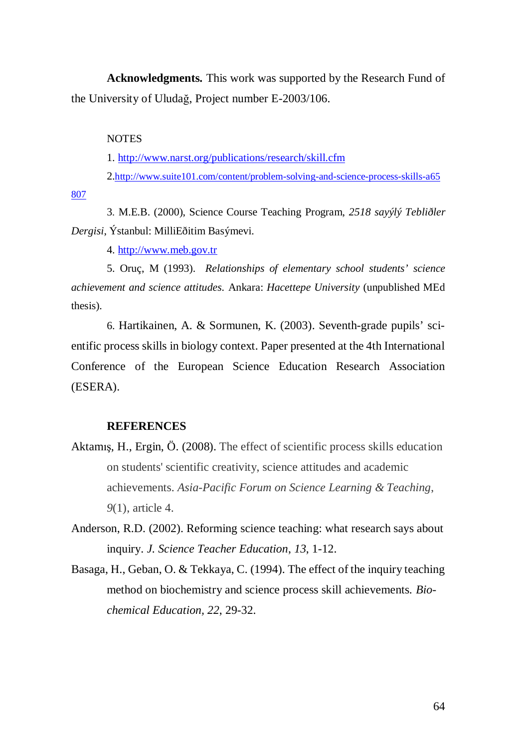**Acknowledgments.** This work was supported by the Research Fund of the University of Uludağ, Project number E-2003/106.

NOTES

1. http://www.narst.org/publications/research/skill.cfm

2. http://www.suite101.com/content/problem-solving-and-science-process-skills-a65807

3. M.E.B. (2000), Science Course Teaching Program, *2518 sayýlý Tebliðler Dergisi*, Ýstanbul: MilliEðitim Basýmevi.

4. http://www.meb.gov.tr

5. Oruç, M (1993). *Relationships of elementary school students' science achievement and science attitudes.* Ankara: *Hacettepe University* (unpublished MEd thesis).

6. Hartikainen, A. & Sormunen, K. (2003). Seventh-grade pupils' scientific process skills in biology context. Paper presented at the 4th International Conference of the European Science Education Research Association (ESERA).

**REFERENCES**

Aktamış, H., Ergin, Ö. (2008). The effect of scientific process skills education on students' scientific creativity, science attitudes and academic achievements. *Asia-Pacific Forum on Science Learning & Teaching*, *9*(1), article 4.

Anderson, R.D. (2002). Reforming science teaching: what research says about inquiry. *J. Science Teacher Education*, *13*, 1-12.

Basaga, H., Geban, O. & Tekkaya, C. (1994). The effect of the inquiry teaching method on biochemistry and science process skill achievements. *Biochemical Education*, *22*, 29-32.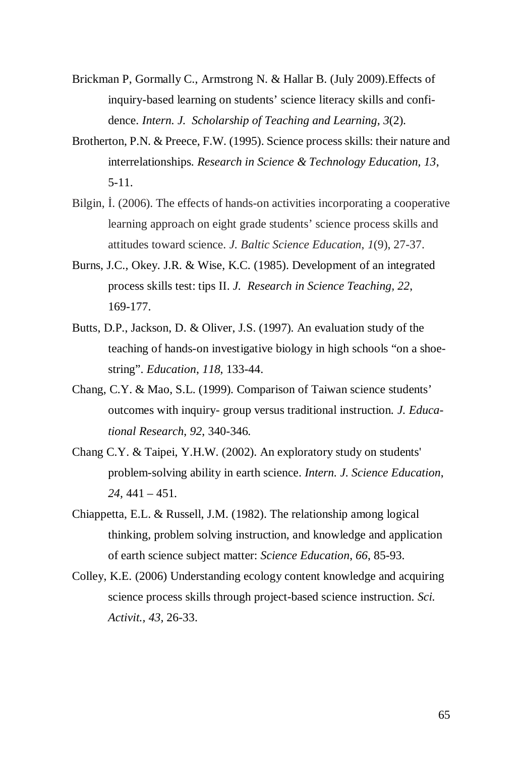Brickman P, Gormally C., Armstrong N. & Hallar B. (July 2009).Effects of inquiry-based learning on students' science literacy skills and confidence. *Intern. J. Scholarship of Teaching and Learning, 3*(2).

Brotherton, P.N. & Preece, F.W. (1995). Science process skills: their nature and interrelationships. *Research in Science & Technology Education, 13*, 5-11.

Bilgin, İ. (2006). The effects of hands-on activities incorporating a cooperative learning approach on eight grade students' science process skills and attitudes toward science. *J. Baltic Science Education*, *1*(9), 27-37.

Burns, J.C., Okey. J.R. & Wise, K.C. (1985). Development of an integrated process skills test: tips II. *J. Research in Science Teaching, 22*, 169-177.

Butts, D.P., Jackson, D. & Oliver, J.S. (1997). An evaluation study of the teaching of hands-on investigative biology in high schools "on a shoestring". *Education*, *118*, 133-44.

Chang, C.Y. & Mao, S.L. (1999). Comparison of Taiwan science students' outcomes with inquiry- group versus traditional instruction. *J. Educational Research*, *92*, 340-346.

Chang C.Y. & Taipei, Y.H.W. (2002). An exploratory study on students' problem-solving ability in earth science. *Intern. J. Science Education*, *24*, 441 – 451.

Chiappetta, E.L. & Russell, J.M. (1982). The relationship among logical thinking, problem solving instruction, and knowledge and application of earth science subject matter: *Science Education*, *66*, 85-93.

Colley, K.E. (2006) Understanding ecology content knowledge and acquiring science process skills through project-based science instruction. *Sci. Activit.*, *43*, 26-33.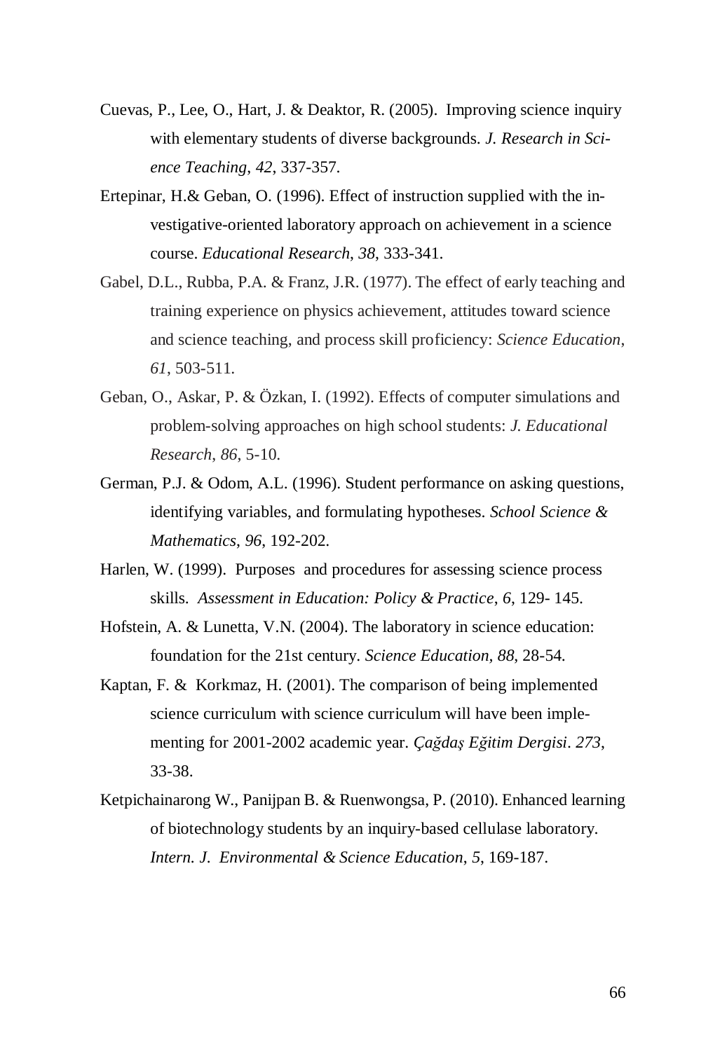Cuevas, P., Lee, O., Hart, J. & Deaktor, R. (2005). Improving science inquiry with elementary students of diverse backgrounds. *J. Research in Science Teaching*, *42*, 337-357.

Ertepinar, H.& Geban, O. (1996). Effect of instruction supplied with the investigative-oriented laboratory approach on achievement in a science course. *Educational Research*, *38*, 333-341.

Gabel, D.L., Rubba, P.A. & Franz, J.R. (1977). The effect of early teaching and training experience on physics achievement, attitudes toward science and science teaching, and process skill proficiency: *Science Education*, *61*, 503-511.

Geban, O., Askar, P. & Özkan, I. (1992). Effects of computer simulations and problem-solving approaches on high school students: *J. Educational Research*, *86*, 5-10.

German, P.J. & Odom, A.L. (1996). Student performance on asking questions, identifying variables, and formulating hypotheses. *School Science & Mathematics*, *96*, 192-202.

Harlen, W. (1999). Purposes and procedures for assessing science process skills. *Assessment in Education: Policy & Practice*, *6*, 129- 145.

Hofstein, A. & Lunetta, V.N. (2004). The laboratory in science education: foundation for the 21st century. *Science Education, 88*, 28-54.

Kaptan, F. & Korkmaz, H. (2001). The comparison of being implemented science curriculum with science curriculum will have been implementing for 2001-2002 academic year. *Çağdaş Eğitim Dergisi*. *273*, 33-38.

Ketpichainarong W., Panijpan B. & Ruenwongsa, P. (2010). Enhanced learning of biotechnology students by an inquiry-based cellulase laboratory. *Intern. J. Environmental & Science Education*, *5*, 169-187.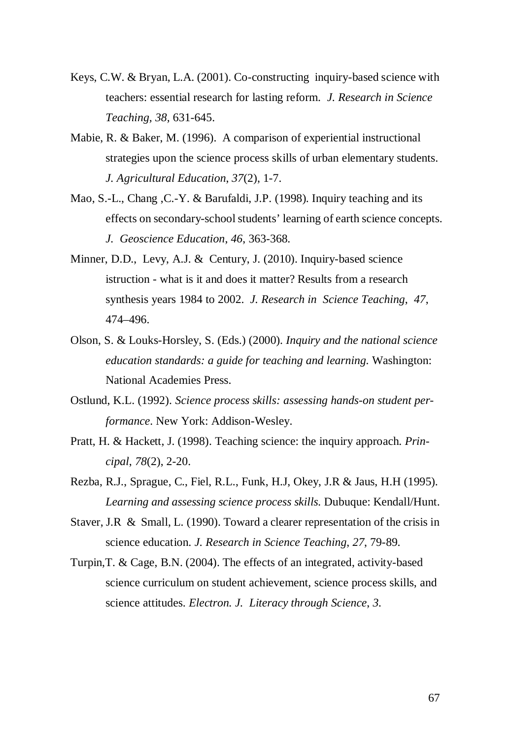Keys, C.W. & Bryan, L.A. (2001). Co-constructing inquiry-based science with teachers: essential research for lasting reform. *J. Research in Science Teaching, 38,* 631-645.

Mabie, R. & Baker, M. (1996). A comparison of experiential instructional strategies upon the science process skills of urban elementary students. *J. Agricultural Education, 37*(2), 1-7.

Mao, S.-L., Chang ,C.-Y. & Barufaldi, J.P. (1998). Inquiry teaching and its effects on secondary-school students' learning of earth science concepts. *J. Geoscience Education*, *46*, 363-368.

Minner, D.D., Levy, A.J. & Century, J. (2010). Inquiry-based science istruction - what is it and does it matter? Results from a research synthesis years 1984 to 2002. *J. Research in Science Teaching, 47*, 474–496.

Olson, S. & Louks-Horsley, S. (Eds.) (2000). *Inquiry and the national science education standards: a guide for teaching and learning.* Washington: National Academies Press.

Ostlund, K.L. (1992). *Science process skills: assessing hands-on student performance*. New York: Addison-Wesley.

Pratt, H. & Hackett, J. (1998). Teaching science: the inquiry approach. *Principal*, *78*(2), 2-20.

Rezba, R.J., Sprague, C., Fiel, R.L., Funk, H.J, Okey, J.R & Jaus, H.H (1995). *Learning and assessing science process skills.* Dubuque: Kendall/Hunt.

Staver, J.R & Small, L. (1990). Toward a clearer representation of the crisis in science education. *J. Research in Science Teaching*, *27*, 79-89.

Turpin,T. & Cage, B.N. (2004). The effects of an integrated, activity-based science curriculum on student achievement, science process skills, and science attitudes. *Electron. J. Literacy through Science*, *3.*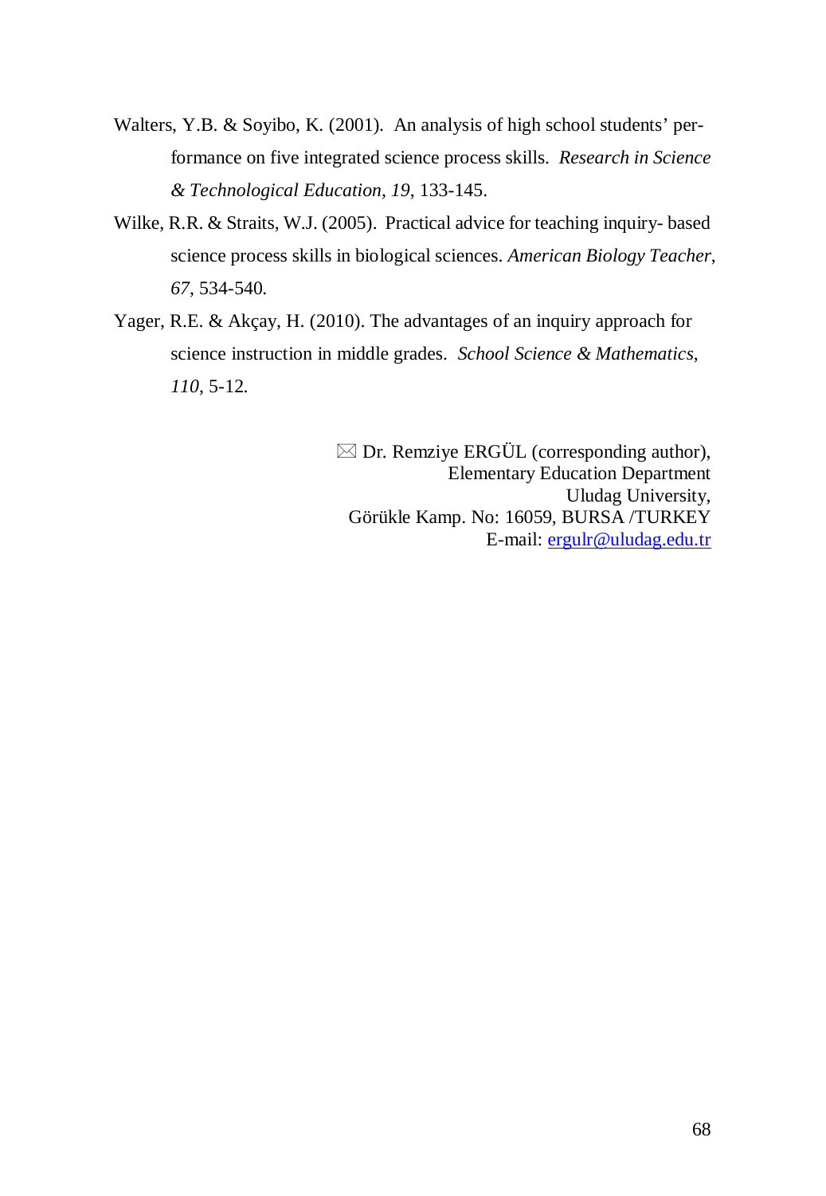Walters, Y.B. & Soyibo, K. (2001). An analysis of high school students' performance on five integrated science process skills. *Research in Science & Technological Education*, *19*, 133-145.

Wilke, R.R. & Straits, W.J. (2005). Practical advice for teaching inquiry- based science process skills in biological sciences. *American Biology Teacher*, *67*, 534-540.

Yager, R.E. & Akçay, H. (2010). The advantages of an inquiry approach for science instruction in middle grades. *School Science & Mathematics*, *110*, 5-12.

✉ Dr. Remziye ERGÜL (corresponding author),
Elementary Education Department
Uludag University,
Görükle Kamp. No: 16059, BURSA /TURKEY
E-mail: ergulr@uludag.edu.tr